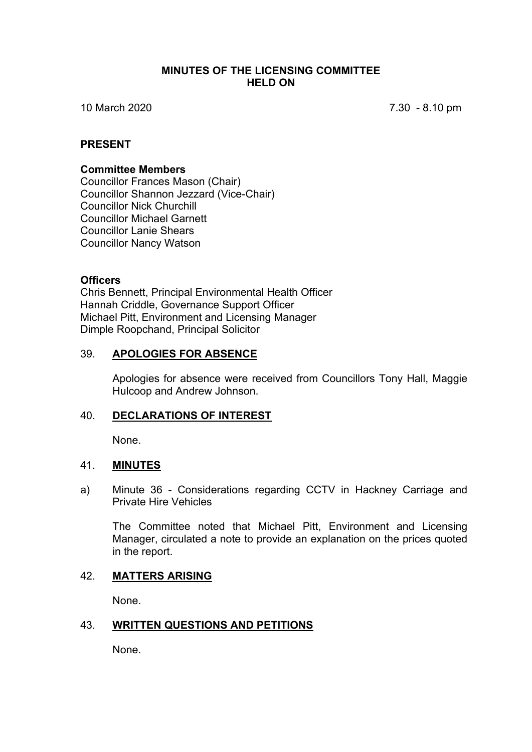# MINUTES OF THE LICENSING COMMITTEE HELD ON

10 March 2020 7.30 - 8.10 pm

## PRESENT

### Committee Members

Councillor Frances Mason (Chair)
Councillor Shannon Jezzard (Vice-Chair)
Councillor Nick Churchill
Councillor Michael Garnett
Councillor Lanie Shears
Councillor Nancy Watson

### Officers

Chris Bennett, Principal Environmental Health Officer
Hannah Criddle, Governance Support Officer
Michael Pitt, Environment and Licensing Manager
Dimple Roopchand, Principal Solicitor

## 39. APOLOGIES FOR ABSENCE

Apologies for absence were received from Councillors Tony Hall, Maggie Hulcoop and Andrew Johnson.

## 40. DECLARATIONS OF INTEREST

None.

## 41. MINUTES

a) Minute 36 - Considerations regarding CCTV in Hackney Carriage and Private Hire Vehicles

The Committee noted that Michael Pitt, Environment and Licensing Manager, circulated a note to provide an explanation on the prices quoted in the report.

## 42. MATTERS ARISING

None.

## 43. WRITTEN QUESTIONS AND PETITIONS

None.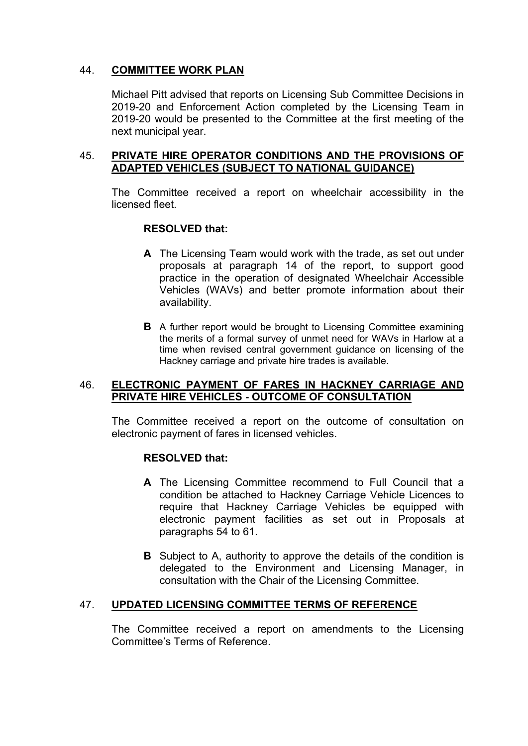## 44. **COMMITTEE WORK PLAN**

Michael Pitt advised that reports on Licensing Sub Committee Decisions in 2019-20 and Enforcement Action completed by the Licensing Team in 2019-20 would be presented to the Committee at the first meeting of the next municipal year.

## 45. **PRIVATE HIRE OPERATOR CONDITIONS AND THE PROVISIONS OF ADAPTED VEHICLES (SUBJECT TO NATIONAL GUIDANCE)**

The Committee received a report on wheelchair accessibility in the licensed fleet.

**RESOLVED that:**

- **A** The Licensing Team would work with the trade, as set out under proposals at paragraph 14 of the report, to support good practice in the operation of designated Wheelchair Accessible Vehicles (WAVs) and better promote information about their availability.

- **B** A further report would be brought to Licensing Committee examining the merits of a formal survey of unmet need for WAVs in Harlow at a time when revised central government guidance on licensing of the Hackney carriage and private hire trades is available.

## 46. **ELECTRONIC PAYMENT OF FARES IN HACKNEY CARRIAGE AND PRIVATE HIRE VEHICLES - OUTCOME OF CONSULTATION**

The Committee received a report on the outcome of consultation on electronic payment of fares in licensed vehicles.

**RESOLVED that:**

- **A** The Licensing Committee recommend to Full Council that a condition be attached to Hackney Carriage Vehicle Licences to require that Hackney Carriage Vehicles be equipped with electronic payment facilities as set out in Proposals at paragraphs 54 to 61.

- **B** Subject to A, authority to approve the details of the condition is delegated to the Environment and Licensing Manager, in consultation with the Chair of the Licensing Committee.

## 47. **UPDATED LICENSING COMMITTEE TERMS OF REFERENCE**

The Committee received a report on amendments to the Licensing Committee's Terms of Reference.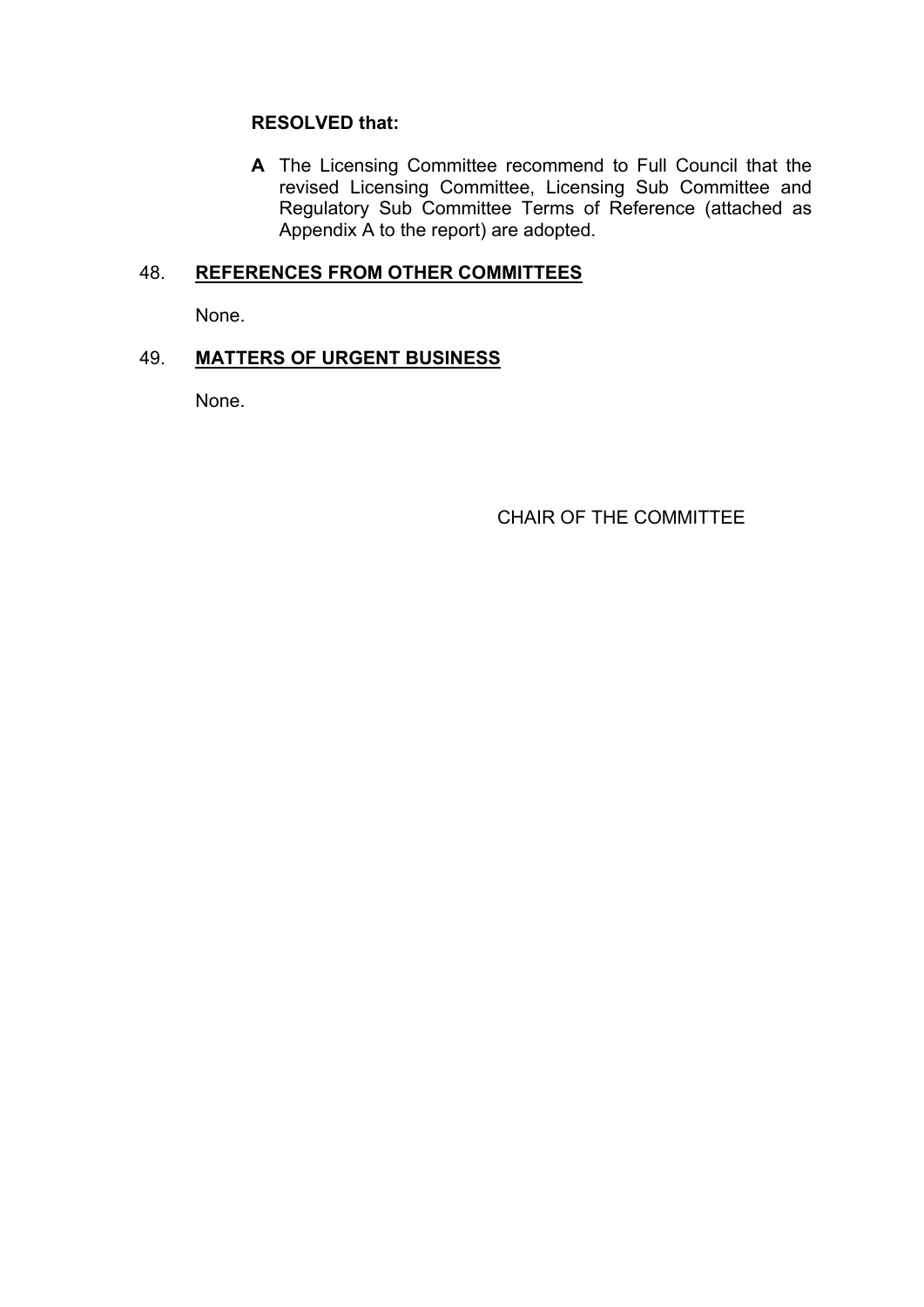**RESOLVED that:**

**A** The Licensing Committee recommend to Full Council that the revised Licensing Committee, Licensing Sub Committee and Regulatory Sub Committee Terms of Reference (attached as Appendix A to the report) are adopted.

48. **REFERENCES FROM OTHER COMMITTEES**

None.

49. **MATTERS OF URGENT BUSINESS**

None.

CHAIR OF THE COMMITTEE